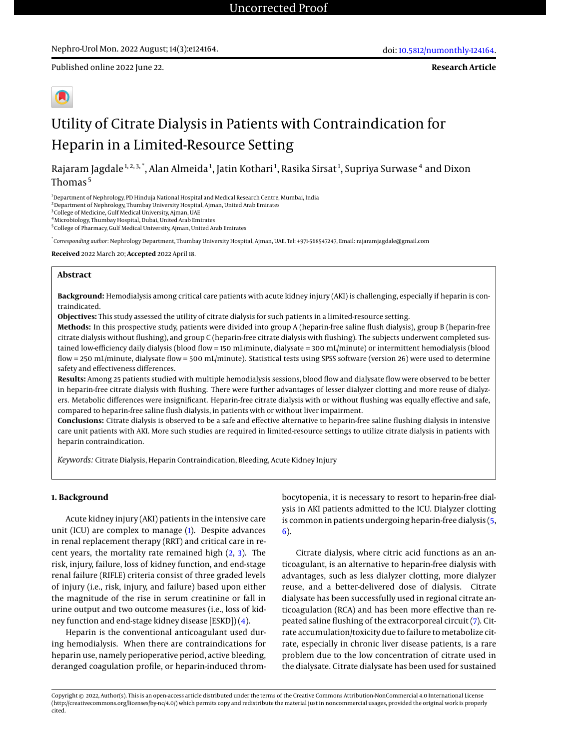Uncorrected Proof

Published online 2022 June 22.

**Research Article**

# Utility of Citrate Dialysis in Patients with Contraindication for Heparin in a Limited-Resource Setting

Rajaram Jagdale [1, 2, 3, *], Alan Almeida [1], Jatin Kothari [1], Rasika Sirsat [1], Supriya Surwase [4] and Dixon Thomas [5]

[1] Department of Nephrology, PD Hinduja National Hospital and Medical Research Centre, Mumbai, India
[2] Department of Nephrology, Thumbay University Hospital, Ajman, United Arab Emirates
[3] College of Medicine, Gulf Medical University, Ajman, UAE
[4] Microbiology, Thumbay Hospital, Dubai, United Arab Emirates
[5] College of Pharmacy, Gulf Medical University, Ajman, United Arab Emirates

[*] *Corresponding author*: Nephrology Department, Thumbay University Hospital, Ajman, UAE. Tel: +971-568547247, Email: rajaramjagdale@gmail.com

**Received** 2022 March 20; **Accepted** 2022 April 18.

## Abstract

**Background:** Hemodialysis among critical care patients with acute kidney injury (AKI) is challenging, especially if heparin is contraindicated.

**Objectives:** This study assessed the utility of citrate dialysis for such patients in a limited-resource setting.

**Methods:** In this prospective study, patients were divided into group A (heparin-free saline flush dialysis), group B (heparin-free citrate dialysis without flushing), and group C (heparin-free citrate dialysis with flushing). The subjects underwent completed sustained low-efficiency daily dialysis (blood flow = 150 mL/minute, dialysate = 300 mL/minute) or intermittent hemodialysis (blood flow = 250 mL/minute, dialysate flow = 500 mL/minute). Statistical tests using SPSS software (version 26) were used to determine safety and effectiveness differences.

**Results:** Among 25 patients studied with multiple hemodialysis sessions, blood flow and dialysate flow were observed to be better in heparin-free citrate dialysis with flushing. There were further advantages of lesser dialyzer clotting and more reuse of dialyzers. Metabolic differences were insignificant. Heparin-free citrate dialysis with or without flushing was equally effective and safe, compared to heparin-free saline flush dialysis, in patients with or without liver impairment.

**Conclusions:** Citrate dialysis is observed to be a safe and effective alternative to heparin-free saline flushing dialysis in intensive care unit patients with AKI. More such studies are required in limited-resource settings to utilize citrate dialysis in patients with heparin contraindication.

*Keywords:* Citrate Dialysis, Heparin Contraindication, Bleeding, Acute Kidney Injury

## 1. Background

Acute kidney injury (AKI) patients in the intensive care unit (ICU) are complex to manage (1). Despite advances in renal replacement therapy (RRT) and critical care in recent years, the mortality rate remained high (2, 3). The risk, injury, failure, loss of kidney function, and end-stage renal failure (RIFLE) criteria consist of three graded levels of injury (i.e., risk, injury, and failure) based upon either the magnitude of the rise in serum creatinine or fall in urine output and two outcome measures (i.e., loss of kidney function and end-stage kidney disease [ESKD]) (4).

Heparin is the conventional anticoagulant used during hemodialysis. When there are contraindications for heparin use, namely perioperative period, active bleeding, deranged coagulation profile, or heparin-induced thrombocytopenia, it is necessary to resort to heparin-free dialysis in AKI patients admitted to the ICU. Dialyzer clotting is common in patients undergoing heparin-free dialysis (5, 6).

Citrate dialysis, where citric acid functions as an anticoagulant, is an alternative to heparin-free dialysis with advantages, such as less dialyzer clotting, more dialyzer reuse, and a better-delivered dose of dialysis. Citrate dialysate has been successfully used in regional citrate anticoagulation (RCA) and has been more effective than repeated saline flushing of the extracorporeal circuit (7). Citrate accumulation/toxicity due to failure to metabolize citrate, especially in chronic liver disease patients, is a rare problem due to the low concentration of citrate used in the dialysate. Citrate dialysate has been used for sustained

Copyright © 2022, Author(s). This is an open-access article distributed under the terms of the Creative Commons Attribution-NonCommercial 4.0 International License (http://creativecommons.org/licenses/by-nc/4.0/) which permits copy and redistribute the material just in noncommercial usages, provided the original work is properly cited.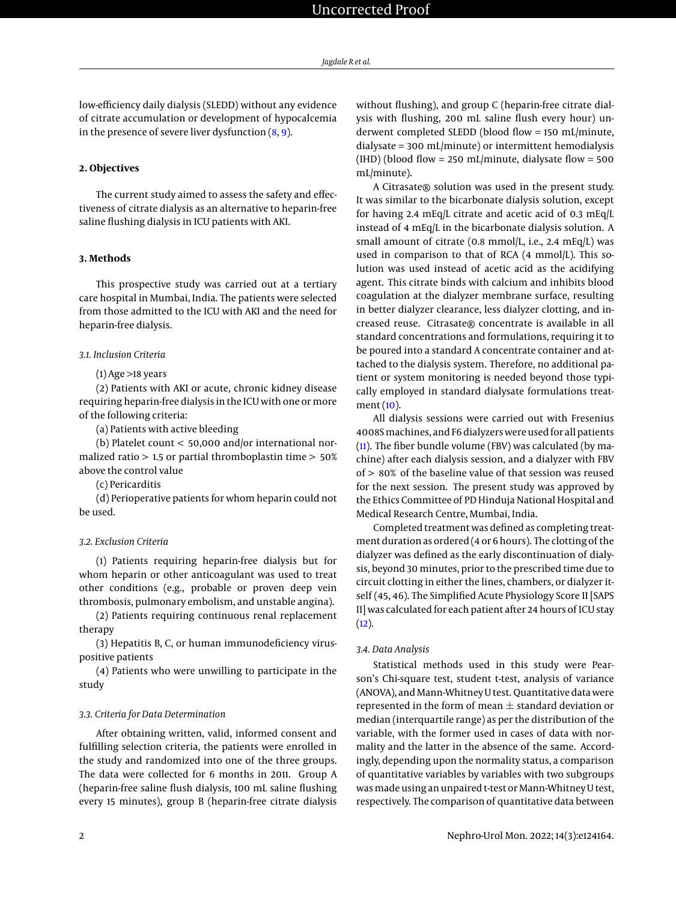low-efficiency daily dialysis (SLEDD) without any evidence of citrate accumulation or development of hypocalcemia in the presence of severe liver dysfunction (8, 9).

## 2. Objectives

The current study aimed to assess the safety and effectiveness of citrate dialysis as an alternative to heparin-free saline flushing dialysis in ICU patients with AKI.

## 3. Methods

This prospective study was carried out at a tertiary care hospital in Mumbai, India. The patients were selected from those admitted to the ICU with AKI and the need for heparin-free dialysis.

### 3.1. Inclusion Criteria

(1) Age >18 years

(2) Patients with AKI or acute, chronic kidney disease requiring heparin-free dialysis in the ICU with one or more of the following criteria:

(a) Patients with active bleeding

(b) Platelet count < 50,000 and/or international normalized ratio > 1.5 or partial thromboplastin time > 50% above the control value

(c) Pericarditis

(d) Perioperative patients for whom heparin could not be used.

### 3.2. Exclusion Criteria

(1) Patients requiring heparin-free dialysis but for whom heparin or other anticoagulant was used to treat other conditions (e.g., probable or proven deep vein thrombosis, pulmonary embolism, and unstable angina).

(2) Patients requiring continuous renal replacement therapy

(3) Hepatitis B, C, or human immunodeficiency virus-positive patients

(4) Patients who were unwilling to participate in the study

### 3.3. Criteria for Data Determination

After obtaining written, valid, informed consent and fulfilling selection criteria, the patients were enrolled in the study and randomized into one of the three groups. The data were collected for 6 months in 2011. Group A (heparin-free saline flush dialysis, 100 mL saline flushing every 15 minutes), group B (heparin-free citrate dialysis without flushing), and group C (heparin-free citrate dialysis with flushing, 200 mL saline flush every hour) underwent completed SLEDD (blood flow = 150 mL/minute, dialysate = 300 mL/minute) or intermittent hemodialysis (IHD) (blood flow = 250 mL/minute, dialysate flow = 500 mL/minute).

A Citrasate® solution was used in the present study. It was similar to the bicarbonate dialysis solution, except for having 2.4 mEq/L citrate and acetic acid of 0.3 mEq/L instead of 4 mEq/L in the bicarbonate dialysis solution. A small amount of citrate (0.8 mmol/L, i.e., 2.4 mEq/L) was used in comparison to that of RCA (4 mmol/L). This solution was used instead of acetic acid as the acidifying agent. This citrate binds with calcium and inhibits blood coagulation at the dialyzer membrane surface, resulting in better dialyzer clearance, less dialyzer clotting, and increased reuse. Citrasate® concentrate is available in all standard concentrations and formulations, requiring it to be poured into a standard A concentrate container and attached to the dialysis system. Therefore, no additional patient or system monitoring is needed beyond those typically employed in standard dialysate formulations treatment (10).

All dialysis sessions were carried out with Fresenius 4008S machines, and F6 dialyzers were used for all patients (11). The fiber bundle volume (FBV) was calculated (by machine) after each dialysis session, and a dialyzer with FBV of > 80% of the baseline value of that session was reused for the next session. The present study was approved by the Ethics Committee of PD Hinduja National Hospital and Medical Research Centre, Mumbai, India.

Completed treatment was defined as completing treatment duration as ordered (4 or 6 hours). The clotting of the dialyzer was defined as the early discontinuation of dialysis, beyond 30 minutes, prior to the prescribed time due to circuit clotting in either the lines, chambers, or dialyzer itself (45, 46). The Simplified Acute Physiology Score II [SAPS II] was calculated for each patient after 24 hours of ICU stay (12).

### 3.4. Data Analysis

Statistical methods used in this study were Pearson's Chi-square test, student t-test, analysis of variance (ANOVA), and Mann-Whitney U test. Quantitative data were represented in the form of mean ± standard deviation or median (interquartile range) as per the distribution of the variable, with the former used in cases of data with normality and the latter in the absence of the same. Accordingly, depending upon the normality status, a comparison of quantitative variables by variables with two subgroups was made using an unpaired t-test or Mann-Whitney U test, respectively. The comparison of quantitative data between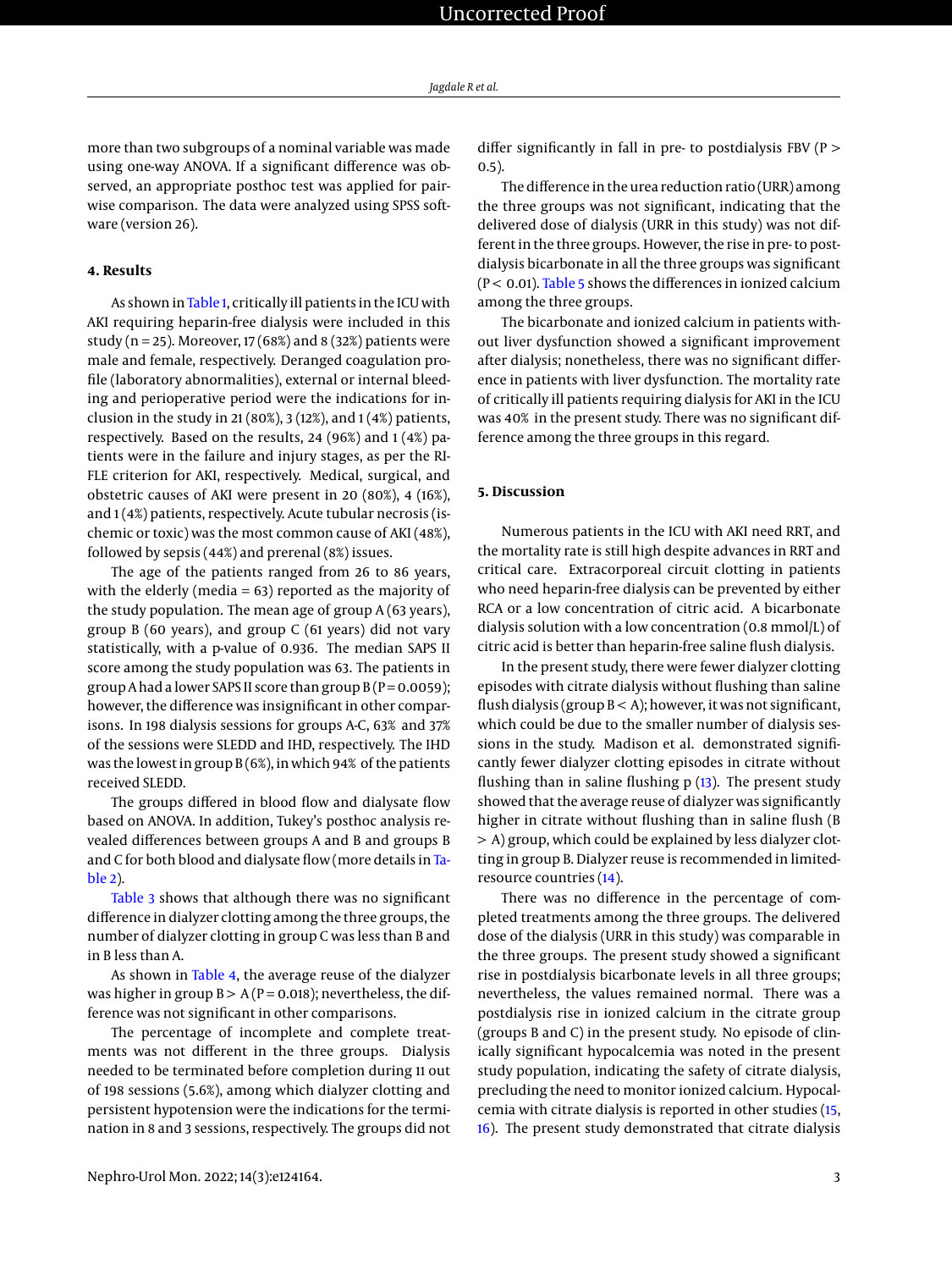more than two subgroups of a nominal variable was made using one-way ANOVA. If a significant difference was observed, an appropriate posthoc test was applied for pairwise comparison. The data were analyzed using SPSS software (version 26).

## 4. Results

As shown in Table 1, critically ill patients in the ICU with AKI requiring heparin-free dialysis were included in this study (n = 25). Moreover, 17 (68%) and 8 (32%) patients were male and female, respectively. Deranged coagulation profile (laboratory abnormalities), external or internal bleeding and perioperative period were the indications for inclusion in the study in 21 (80%), 3 (12%), and 1 (4%) patients, respectively. Based on the results, 24 (96%) and 1 (4%) patients were in the failure and injury stages, as per the RIFLE criterion for AKI, respectively. Medical, surgical, and obstetric causes of AKI were present in 20 (80%), 4 (16%), and 1 (4%) patients, respectively. Acute tubular necrosis (ischemic or toxic) was the most common cause of AKI (48%), followed by sepsis (44%) and prerenal (8%) issues.

The age of the patients ranged from 26 to 86 years, with the elderly (media = 63) reported as the majority of the study population. The mean age of group A (63 years), group B (60 years), and group C (61 years) did not vary statistically, with a p-value of 0.936. The median SAPS II score among the study population was 63. The patients in group A had a lower SAPS II score than group B (P = 0.0059); however, the difference was insignificant in other comparisons. In 198 dialysis sessions for groups A-C, 63% and 37% of the sessions were SLEDD and IHD, respectively. The IHD was the lowest in group B (6%), in which 94% of the patients received SLEDD.

The groups differed in blood flow and dialysate flow based on ANOVA. In addition, Tukey's posthoc analysis revealed differences between groups A and B and groups B and C for both blood and dialysate flow (more details in Table 2).

Table 3 shows that although there was no significant difference in dialyzer clotting among the three groups, the number of dialyzer clotting in group C was less than B and in B less than A.

As shown in Table 4, the average reuse of the dialyzer was higher in group B > A (P = 0.018); nevertheless, the difference was not significant in other comparisons.

The percentage of incomplete and complete treatments was not different in the three groups. Dialysis needed to be terminated before completion during 11 out of 198 sessions (5.6%), among which dialyzer clotting and persistent hypotension were the indications for the termination in 8 and 3 sessions, respectively. The groups did not differ significantly in fall in pre- to postdialysis FBV (P > 0.5).

The difference in the urea reduction ratio (URR) among the three groups was not significant, indicating that the delivered dose of dialysis (URR in this study) was not different in the three groups. However, the rise in pre- to postdialysis bicarbonate in all the three groups was significant (P < 0.01). Table 5 shows the differences in ionized calcium among the three groups.

The bicarbonate and ionized calcium in patients without liver dysfunction showed a significant improvement after dialysis; nonetheless, there was no significant difference in patients with liver dysfunction. The mortality rate of critically ill patients requiring dialysis for AKI in the ICU was 40% in the present study. There was no significant difference among the three groups in this regard.

## 5. Discussion

Numerous patients in the ICU with AKI need RRT, and the mortality rate is still high despite advances in RRT and critical care. Extracorporeal circuit clotting in patients who need heparin-free dialysis can be prevented by either RCA or a low concentration of citric acid. A bicarbonate dialysis solution with a low concentration (0.8 mmol/L) of citric acid is better than heparin-free saline flush dialysis.

In the present study, there were fewer dialyzer clotting episodes with citrate dialysis without flushing than saline flush dialysis (group B < A); however, it was not significant, which could be due to the smaller number of dialysis sessions in the study. Madison et al. demonstrated significantly fewer dialyzer clotting episodes in citrate without flushing than in saline flushing p (13). The present study showed that the average reuse of dialyzer was significantly higher in citrate without flushing than in saline flush (B > A) group, which could be explained by less dialyzer clotting in group B. Dialyzer reuse is recommended in limited-resource countries (14).

There was no difference in the percentage of completed treatments among the three groups. The delivered dose of the dialysis (URR in this study) was comparable in the three groups. The present study showed a significant rise in postdialysis bicarbonate levels in all three groups; nevertheless, the values remained normal. There was a postdialysis rise in ionized calcium in the citrate group (groups B and C) in the present study. No episode of clinically significant hypocalcemia was noted in the present study population, indicating the safety of citrate dialysis, precluding the need to monitor ionized calcium. Hypocalcemia with citrate dialysis is reported in other studies (15, 16). The present study demonstrated that citrate dialysis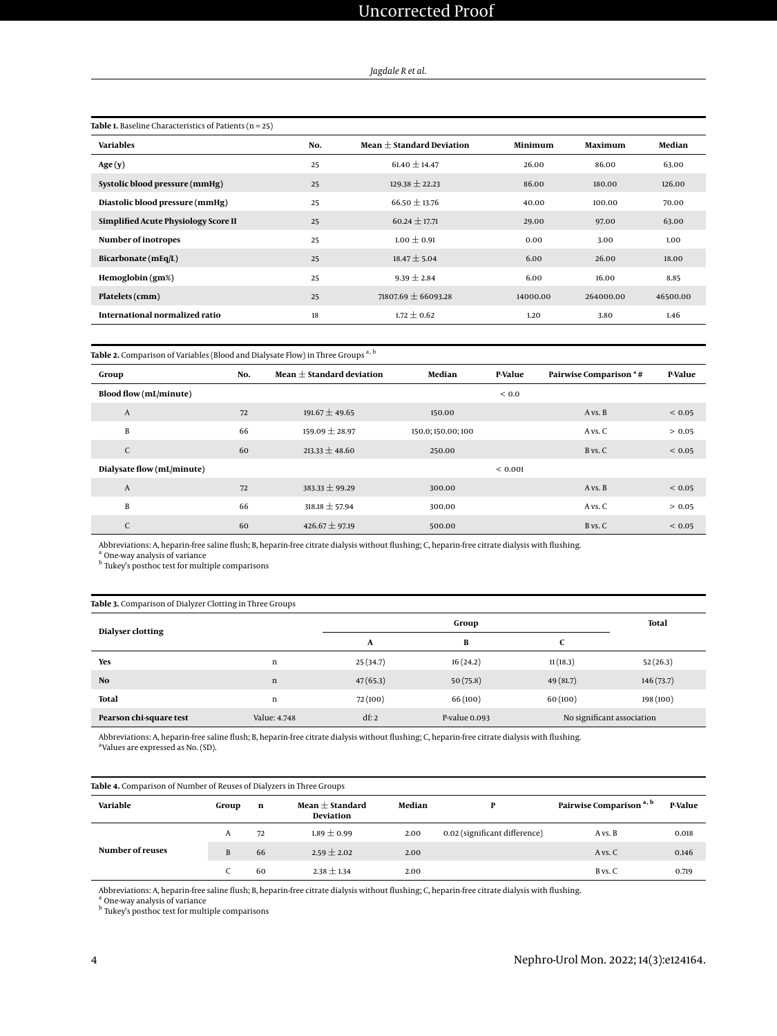**Table 1.** Baseline Characteristics of Patients (n = 25)

| Variables | No. | Mean ± Standard Deviation | Minimum | Maximum | Median |
|---|---|---|---|---|---|
| **Age (y)** | 25 | 61.40 ± 14.47 | 26.00 | 86.00 | 63.00 |
| **Systolic blood pressure (mmHg)** | 25 | 129.38 ± 22.23 | 86.00 | 180.00 | 126.00 |
| **Diastolic blood pressure (mmHg)** | 25 | 66.50 ± 13.76 | 40.00 | 100.00 | 70.00 |
| **Simplified Acute Physiology Score II** | 25 | 60.24 ± 17.71 | 29.00 | 97.00 | 63.00 |
| **Number of inotropes** | 25 | 1.00 ± 0.91 | 0.00 | 3.00 | 1.00 |
| **Bicarbonate (mEq/L)** | 25 | 18.47 ± 5.04 | 6.00 | 26.00 | 18.00 |
| **Hemoglobin (gm%)** | 25 | 9.39 ± 2.84 | 6.00 | 16.00 | 8.85 |
| **Platelets (cmm)** | 25 | 71807.69 ± 66093.28 | 14000.00 | 264000.00 | 46500.00 |
| **International normalized ratio** | 18 | 1.72 ± 0.62 | 1.20 | 3.80 | 1.46 |

**Table 2.** Comparison of Variables (Blood and Dialysate Flow) in Three Groups [a, b]

| Group | No. | Mean ± Standard deviation | Median | P-Value | Pairwise Comparison * # | P-Value |
|---|---|---|---|---|---|---|
| **Blood flow (mL/minute)** | | | | < 0.0 | | |
| A | 72 | 191.67 ± 49.65 | 150.00 | | A vs. B | < 0.05 |
| B | 66 | 159.09 ± 28.97 | 150.0; 150.00; 100 | | A vs. C | > 0.05 |
| C | 60 | 213.33 ± 48.60 | 250.00 | | B vs. C | < 0.05 |
| **Dialysate flow (mL/minute)** | | | | < 0.001 | | |
| A | 72 | 383.33 ± 99.29 | 300.00 | | A vs. B | < 0.05 |
| B | 66 | 318.18 ± 57.94 | 300.00 | | A vs. C | > 0.05 |
| C | 60 | 426.67 ± 97.19 | 500.00 | | B vs. C | < 0.05 |

Abbreviations: A, heparin-free saline flush; B, heparin-free citrate dialysis without flushing; C, heparin-free citrate dialysis with flushing.
[a] One-way analysis of variance
[b] Tukey's posthoc test for multiple comparisons

**Table 3.** Comparison of Dialyzer Clotting in Three Groups

| Dialyser clotting | | Group | | | Total |
|---|---|---|---|---|---|
| | | A | B | C | |
| **Yes** | n | 25 (34.7) | 16 (24.2) | 11 (18.3) | 52 (26.3) |
| **No** | n | 47 (65.3) | 50 (75.8) | 49 (81.7) | 146 (73.7) |
| **Total** | n | 72 (100) | 66 (100) | 60 (100) | 198 (100) |
| **Pearson chi-square test** | Value: 4.748 | df: 2 | P-value 0.093 | No significant association | |

Abbreviations: A, heparin-free saline flush; B, heparin-free citrate dialysis without flushing; C, heparin-free citrate dialysis with flushing.
[a]Values are expressed as No. (SD).

**Table 4.** Comparison of Number of Reuses of Dialyzers in Three Groups

| Variable | Group | n | Mean ± Standard Deviation | Median | P | Pairwise Comparison [a, b] | P-Value |
|---|---|---|---|---|---|---|---|
| **Number of reuses** | A | 72 | 1.89 ± 0.99 | 2.00 | 0.02 (significant difference) | A vs. B | 0.018 |
| | B | 66 | 2.59 ± 2.02 | 2.00 | | A vs. C | 0.146 |
| | C | 60 | 2.38 ± 1.34 | 2.00 | | B vs. C | 0.719 |

Abbreviations: A, heparin-free saline flush; B, heparin-free citrate dialysis without flushing; C, heparin-free citrate dialysis with flushing.
[a] One-way analysis of variance
[b] Tukey's posthoc test for multiple comparisons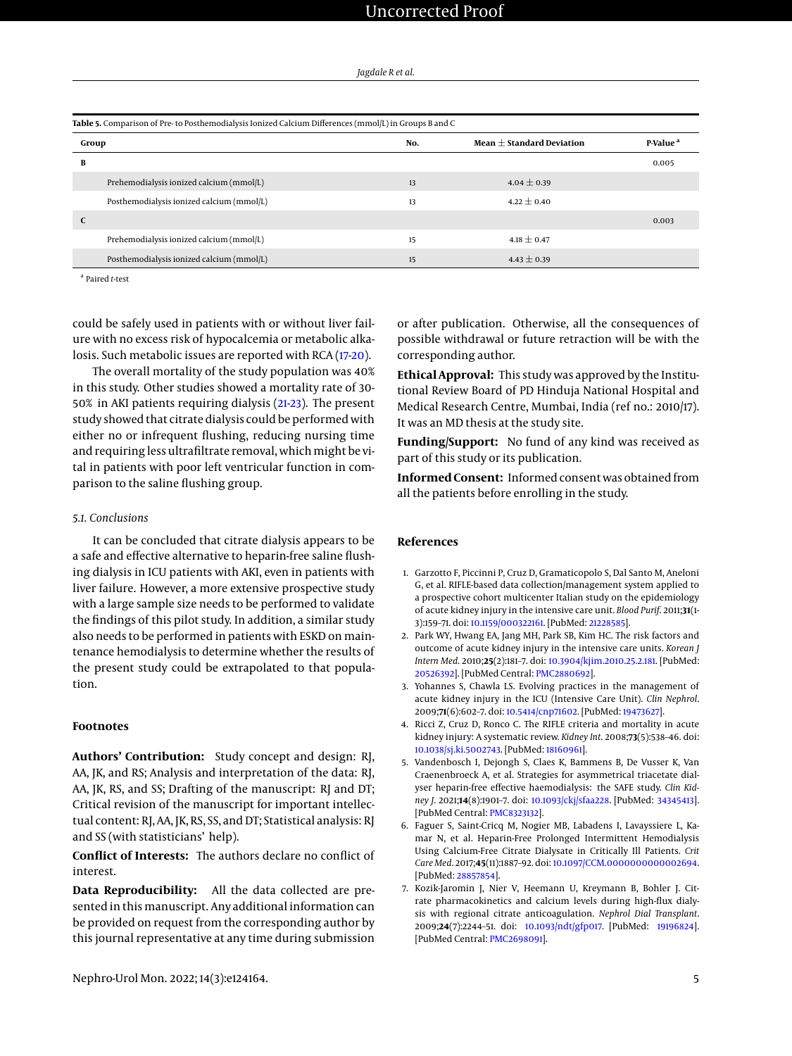**Table 5.** Comparison of Pre- to Posthemodialysis Ionized Calcium Differences (mmol/L) in Groups B and C

| Group | No. | Mean ± Standard Deviation | P-Value [a] |
|---|---|---|---|
| **B** | | | 0.005 |
| Prehemodialysis ionized calcium (mmol/L) | 13 | 4.04 ± 0.39 | |
| Posthemodialysis ionized calcium (mmol/L) | 13 | 4.22 ± 0.40 | |
| **C** | | | 0.003 |
| Prehemodialysis ionized calcium (mmol/L) | 15 | 4.18 ± 0.47 | |
| Posthemodialysis ionized calcium (mmol/L) | 15 | 4.43 ± 0.39 | |

[a] Paired *t*-test

could be safely used in patients with or without liver failure with no excess risk of hypocalcemia or metabolic alkalosis. Such metabolic issues are reported with RCA (17-20).

The overall mortality of the study population was 40% in this study. Other studies showed a mortality rate of 30-50% in AKI patients requiring dialysis (21-23). The present study showed that citrate dialysis could be performed with either no or infrequent flushing, reducing nursing time and requiring less ultrafiltrate removal, which might be vital in patients with poor left ventricular function in comparison to the saline flushing group.

### 5.1. Conclusions

It can be concluded that citrate dialysis appears to be a safe and effective alternative to heparin-free saline flushing dialysis in ICU patients with AKI, even in patients with liver failure. However, a more extensive prospective study with a large sample size needs to be performed to validate the findings of this pilot study. In addition, a similar study also needs to be performed in patients with ESKD on maintenance hemodialysis to determine whether the results of the present study could be extrapolated to that population.

## Footnotes

**Authors' Contribution:** Study concept and design: RJ, AA, JK, and RS; Analysis and interpretation of the data: RJ, AA, JK, RS, and SS; Drafting of the manuscript: RJ and DT; Critical revision of the manuscript for important intellectual content: RJ, AA, JK, RS, SS, and DT; Statistical analysis: RJ and SS (with statisticians' help).

**Conflict of Interests:** The authors declare no conflict of interest.

**Data Reproducibility:** All the data collected are presented in this manuscript. Any additional information can be provided on request from the corresponding author by this journal representative at any time during submission or after publication. Otherwise, all the consequences of possible withdrawal or future retraction will be with the corresponding author.

**Ethical Approval:** This study was approved by the Institutional Review Board of PD Hinduja National Hospital and Medical Research Centre, Mumbai, India (ref no.: 2010/17). It was an MD thesis at the study site.

**Funding/Support:** No fund of any kind was received as part of this study or its publication.

**Informed Consent:** Informed consent was obtained from all the patients before enrolling in the study.

## References

1. Garzotto F, Piccinni P, Cruz D, Gramaticopolo S, Dal Santo M, Aneloni G, et al. RIFLE-based data collection/management system applied to a prospective cohort multicenter Italian study on the epidemiology of acute kidney injury in the intensive care unit. *Blood Purif.* 2011;**31**(1-3):159–71. doi: 10.1159/000322161. [PubMed: 21228585].
2. Park WY, Hwang EA, Jang MH, Park SB, Kim HC. The risk factors and outcome of acute kidney injury in the intensive care units. *Korean J Intern Med.* 2010;**25**(2):181–7. doi: 10.3904/kjim.2010.25.2.181. [PubMed: 20526392]. [PubMed Central: PMC2880692].
3. Yohannes S, Chawla LS. Evolving practices in the management of acute kidney injury in the ICU (Intensive Care Unit). *Clin Nephrol.* 2009;**71**(6):602–7. doi: 10.5414/cnp71602. [PubMed: 19473627].
4. Ricci Z, Cruz D, Ronco C. The RIFLE criteria and mortality in acute kidney injury: A systematic review. *Kidney Int.* 2008;**73**(5):538–46. doi: 10.1038/sj.ki.5002743. [PubMed: 18160961].
5. Vandenbosch I, Dejongh S, Claes K, Bammens B, De Vusser K, Van Craenenbroeck A, et al. Strategies for asymmetrical triacetate dialyser heparin-free effective haemodialysis: the SAFE study. *Clin Kidney J.* 2021;**14**(8):1901–7. doi: 10.1093/ckj/sfaa228. [PubMed: 34345413]. [PubMed Central: PMC8323132].
6. Faguer S, Saint-Cricq M, Nogier MB, Labadens I, Lavayssiere L, Kamar N, et al. Heparin-Free Prolonged Intermittent Hemodialysis Using Calcium-Free Citrate Dialysate in Critically Ill Patients. *Crit Care Med.* 2017;**45**(11):1887–92. doi: 10.1097/CCM.0000000000002694. [PubMed: 28857854].
7. Kozik-Jaromin J, Nier V, Heemann U, Kreymann B, Bohler J. Citrate pharmacokinetics and calcium levels during high-flux dialysis with regional citrate anticoagulation. *Nephrol Dial Transplant.* 2009;**24**(7):2244–51. doi: 10.1093/ndt/gfp017. [PubMed: 19196824]. [PubMed Central: PMC2698091].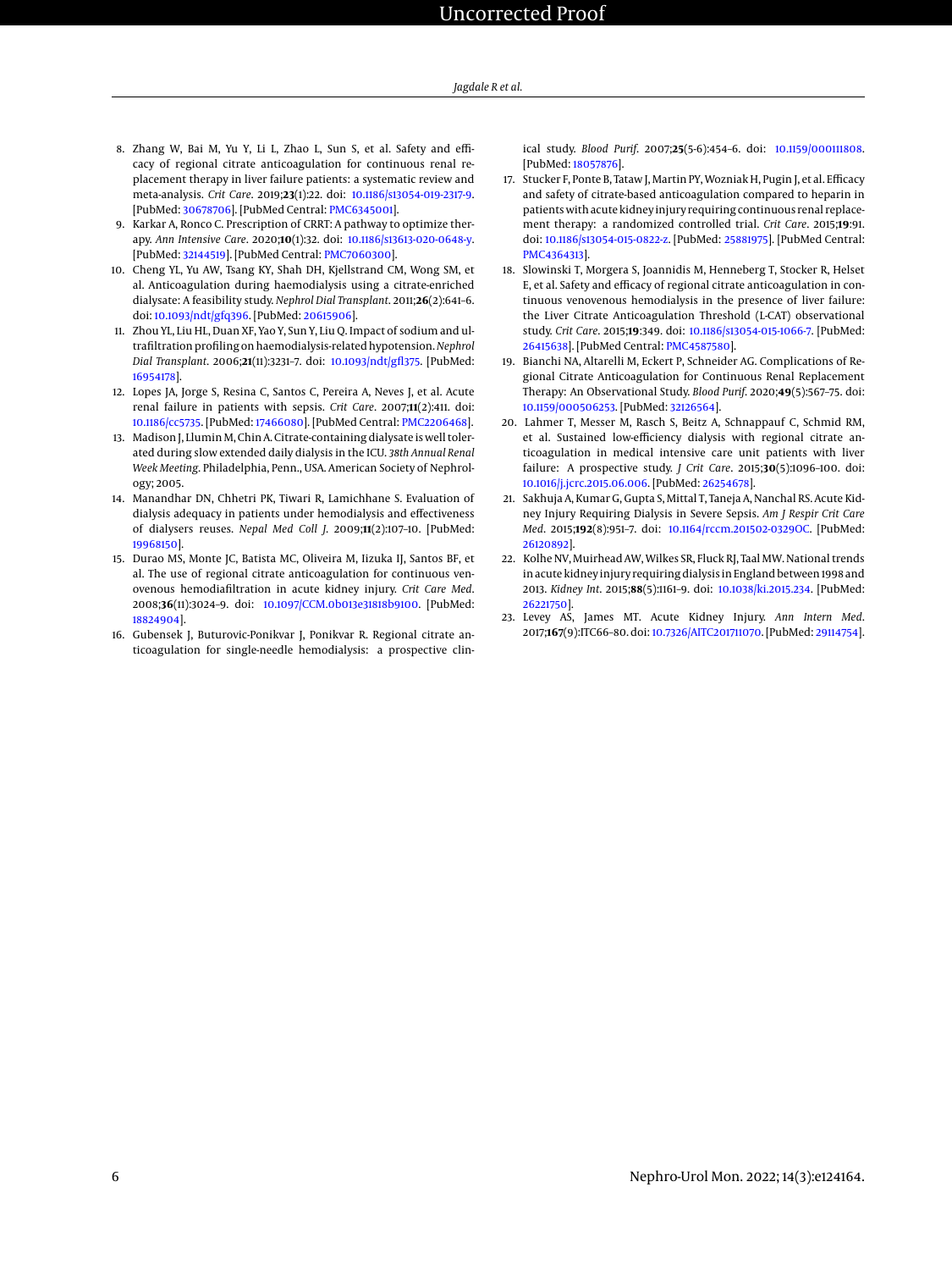8. Zhang W, Bai M, Yu Y, Li L, Zhao L, Sun S, et al. Safety and efficacy of regional citrate anticoagulation for continuous renal replacement therapy in liver failure patients: a systematic review and meta-analysis. *Crit Care*. 2019;**23**(1):22. doi: 10.1186/s13054-019-2317-9. [PubMed: 30678706]. [PubMed Central: PMC6345001].
9. Karkar A, Ronco C. Prescription of CRRT: A pathway to optimize therapy. *Ann Intensive Care*. 2020;**10**(1):32. doi: 10.1186/s13613-020-0648-y. [PubMed: 32144519]. [PubMed Central: PMC7060300].
10. Cheng YL, Yu AW, Tsang KY, Shah DH, Kjellstrand CM, Wong SM, et al. Anticoagulation during haemodialysis using a citrate-enriched dialysate: A feasibility study. *Nephrol Dial Transplant*. 2011;**26**(2):641–6. doi: 10.1093/ndt/gfq396. [PubMed: 20615906].
11. Zhou YL, Liu HL, Duan XF, Yao Y, Sun Y, Liu Q. Impact of sodium and ultrafiltration profiling on haemodialysis-related hypotension. *Nephrol Dial Transplant*. 2006;**21**(11):3231–7. doi: 10.1093/ndt/gfl375. [PubMed: 16954178].
12. Lopes JA, Jorge S, Resina C, Santos C, Pereira A, Neves J, et al. Acute renal failure in patients with sepsis. *Crit Care*. 2007;**11**(2):411. doi: 10.1186/cc5735. [PubMed: 17466080]. [PubMed Central: PMC2206468].
13. Madison J, Llumin M, Chin A. Citrate-containing dialysate is well tolerated during slow extended daily dialysis in the ICU. *38th Annual Renal Week Meeting*. Philadelphia, Penn., USA. American Society of Nephrology; 2005.
14. Manandhar DN, Chhetri PK, Tiwari R, Lamichhane S. Evaluation of dialysis adequacy in patients under hemodialysis and effectiveness of dialysers reuses. *Nepal Med Coll J*. 2009;**11**(2):107–10. [PubMed: 19968150].
15. Durao MS, Monte JC, Batista MC, Oliveira M, Iizuka IJ, Santos BF, et al. The use of regional citrate anticoagulation for continuous venovenous hemodiafiltration in acute kidney injury. *Crit Care Med*. 2008;**36**(11):3024–9. doi: 10.1097/CCM.0b013e31818b9100. [PubMed: 18824904].
16. Gubensek J, Buturovic-Ponikvar J, Ponikvar R. Regional citrate anticoagulation for single-needle hemodialysis: a prospective clinical study. *Blood Purif*. 2007;**25**(5-6):454–6. doi: 10.1159/000111808. [PubMed: 18057876].
17. Stucker F, Ponte B, Tataw J, Martin PY, Wozniak H, Pugin J, et al. Efficacy and safety of citrate-based anticoagulation compared to heparin in patients with acute kidney injury requiring continuous renal replacement therapy: a randomized controlled trial. *Crit Care*. 2015;**19**:91. doi: 10.1186/s13054-015-0822-z. [PubMed: 25881975]. [PubMed Central: PMC4364313].
18. Slowinski T, Morgera S, Joannidis M, Henneberg T, Stocker R, Helset E, et al. Safety and efficacy of regional citrate anticoagulation in continuous venovenous hemodialysis in the presence of liver failure: the Liver Citrate Anticoagulation Threshold (L-CAT) observational study. *Crit Care*. 2015;**19**:349. doi: 10.1186/s13054-015-1066-7. [PubMed: 26415638]. [PubMed Central: PMC4587580].
19. Bianchi NA, Altarelli M, Eckert P, Schneider AG. Complications of Regional Citrate Anticoagulation for Continuous Renal Replacement Therapy: An Observational Study. *Blood Purif*. 2020;**49**(5):567–75. doi: 10.1159/000506253. [PubMed: 32126564].
20. Lahmer T, Messer M, Rasch S, Beitz A, Schnappauf C, Schmid RM, et al. Sustained low-efficiency dialysis with regional citrate anticoagulation in medical intensive care unit patients with liver failure: A prospective study. *J Crit Care*. 2015;**30**(5):1096–100. doi: 10.1016/j.jcrc.2015.06.006. [PubMed: 26254678].
21. Sakhuja A, Kumar G, Gupta S, Mittal T, Taneja A, Nanchal RS. Acute Kidney Injury Requiring Dialysis in Severe Sepsis. *Am J Respir Crit Care Med*. 2015;**192**(8):951–7. doi: 10.1164/rccm.201502-0329OC. [PubMed: 26120892].
22. Kolhe NV, Muirhead AW, Wilkes SR, Fluck RJ, Taal MW. National trends in acute kidney injury requiring dialysis in England between 1998 and 2013. *Kidney Int*. 2015;**88**(5):1161–9. doi: 10.1038/ki.2015.234. [PubMed: 26221750].
23. Levey AS, James MT. Acute Kidney Injury. *Ann Intern Med*. 2017;**167**(9):ITC66–80. doi: 10.7326/AITC201711070. [PubMed: 29114754].